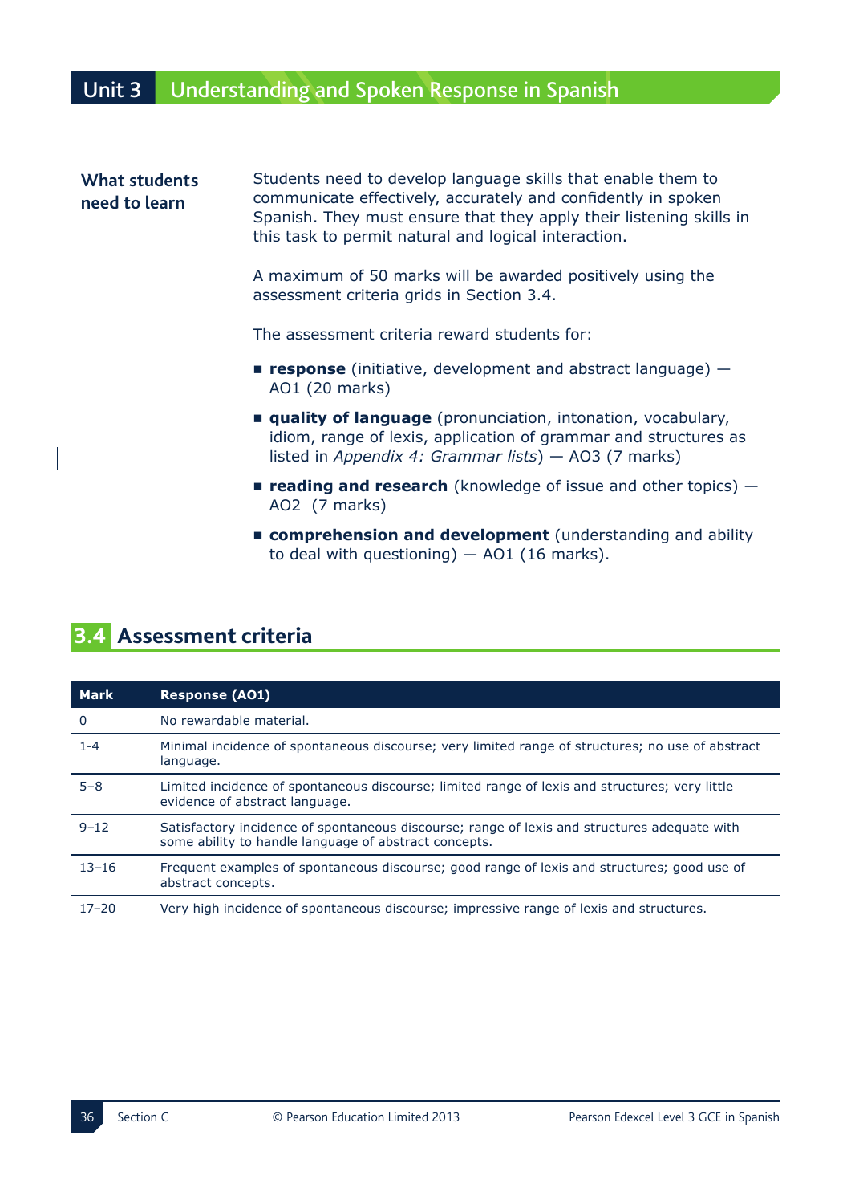## Unit 3 Understanding and Spoken Response in Spanish

**What students need to learn**

Students need to develop language skills that enable them to communicate effectively, accurately and confidently in spoken Spanish. They must ensure that they apply their listening skills in this task to permit natural and logical interaction.

A maximum of 50 marks will be awarded positively using the assessment criteria grids in Section 3.4.

The assessment criteria reward students for:

- **response** (initiative, development and abstract language) — AO1 (20 marks)
- **quality of language** (pronunciation, intonation, vocabulary, idiom, range of lexis, application of grammar and structures as listed in *Appendix 4: Grammar lists*) — AO3 (7 marks)
- **reading and research** (knowledge of issue and other topics) — AO2 (7 marks)
- **comprehension and development** (understanding and ability to deal with questioning) — AO1 (16 marks).

## 3.4 Assessment criteria

| Mark | Response (AO1) |
|---|---|
| 0 | No rewardable material. |
| 1-4 | Minimal incidence of spontaneous discourse; very limited range of structures; no use of abstract language. |
| 5–8 | Limited incidence of spontaneous discourse; limited range of lexis and structures; very little evidence of abstract language. |
| 9–12 | Satisfactory incidence of spontaneous discourse; range of lexis and structures adequate with some ability to handle language of abstract concepts. |
| 13–16 | Frequent examples of spontaneous discourse; good range of lexis and structures; good use of abstract concepts. |
| 17–20 | Very high incidence of spontaneous discourse; impressive range of lexis and structures. |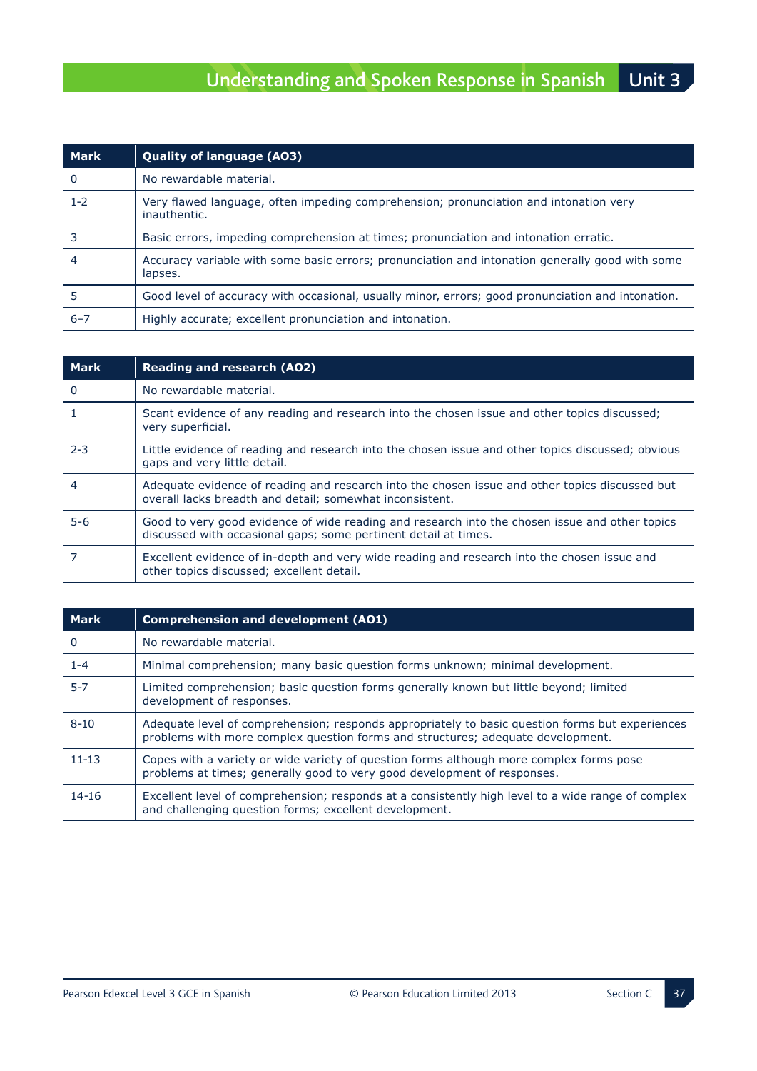| Mark | Quality of language (AO3) |
|---|---|
| 0 | No rewardable material. |
| 1-2 | Very flawed language, often impeding comprehension; pronunciation and intonation very inauthentic. |
| 3 | Basic errors, impeding comprehension at times; pronunciation and intonation erratic. |
| 4 | Accuracy variable with some basic errors; pronunciation and intonation generally good with some lapses. |
| 5 | Good level of accuracy with occasional, usually minor, errors; good pronunciation and intonation. |
| 6–7 | Highly accurate; excellent pronunciation and intonation. |

| Mark | Reading and research (AO2) |
|---|---|
| 0 | No rewardable material. |
| 1 | Scant evidence of any reading and research into the chosen issue and other topics discussed; very superficial. |
| 2-3 | Little evidence of reading and research into the chosen issue and other topics discussed; obvious gaps and very little detail. |
| 4 | Adequate evidence of reading and research into the chosen issue and other topics discussed but overall lacks breadth and detail; somewhat inconsistent. |
| 5-6 | Good to very good evidence of wide reading and research into the chosen issue and other topics discussed with occasional gaps; some pertinent detail at times. |
| 7 | Excellent evidence of in-depth and very wide reading and research into the chosen issue and other topics discussed; excellent detail. |

| Mark | Comprehension and development (AO1) |
|---|---|
| 0 | No rewardable material. |
| 1-4 | Minimal comprehension; many basic question forms unknown; minimal development. |
| 5-7 | Limited comprehension; basic question forms generally known but little beyond; limited development of responses. |
| 8-10 | Adequate level of comprehension; responds appropriately to basic question forms but experiences problems with more complex question forms and structures; adequate development. |
| 11-13 | Copes with a variety or wide variety of question forms although more complex forms pose problems at times; generally good to very good development of responses. |
| 14-16 | Excellent level of comprehension; responds at a consistently high level to a wide range of complex and challenging question forms; excellent development. |